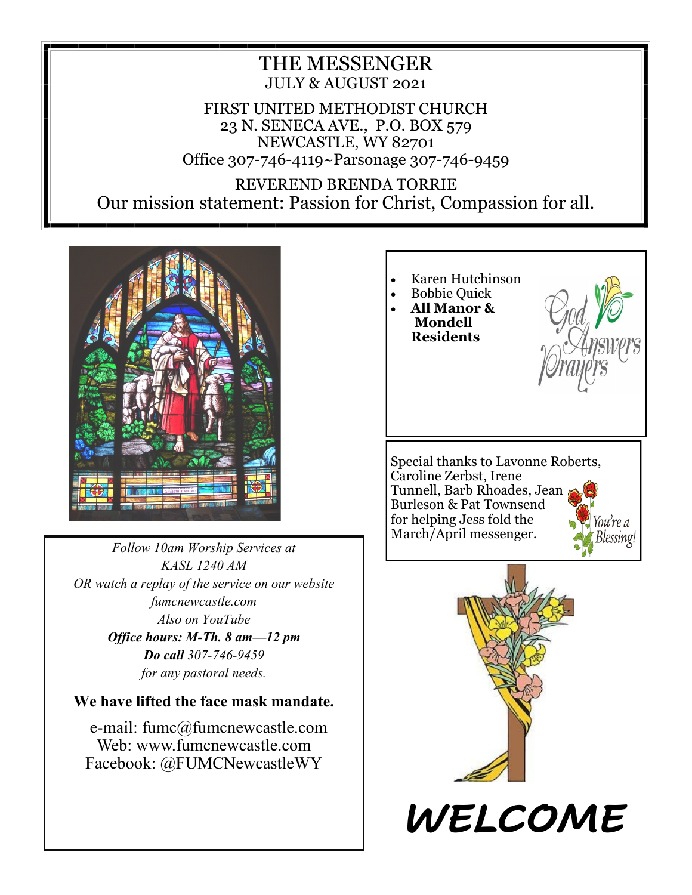# THE MESSENGER

JULY & AUGUST 2021

FIRST UNITED METHODIST CHURCH
23 N. SENECA AVE., P.O. BOX 579
NEWCASTLE, WY 82701
Office 307-746-4119~Parsonage 307-746-9459

REVEREND BRENDA TORRIE

Our mission statement: Passion for Christ, Compassion for all.

- Karen Hutchinson
- Bobbie Quick
- **All Manor & Mondell Residents**

God Answers Prayers

Special thanks to Lavonne Roberts, Caroline Zerbst, Irene Tunnell, Barb Rhoades, Jean Burleson & Pat Townsend for helping Jess fold the March/April messenger.

You're a Blessing!

*Follow 10am Worship Services at*
*KASL 1240 AM*
*OR watch a replay of the service on our website*
*fumcnewcastle.com*
*Also on YouTube*
***Office hours: M-Th. 8 am—12 pm***
***Do call** 307-746-9459*
*for any pastoral needs.*

**We have lifted the face mask mandate.**

e-mail: fumc@fumcnewcastle.com
Web: www.fumcnewcastle.com
Facebook: @FUMCNewcastleWY

# *WELCOME*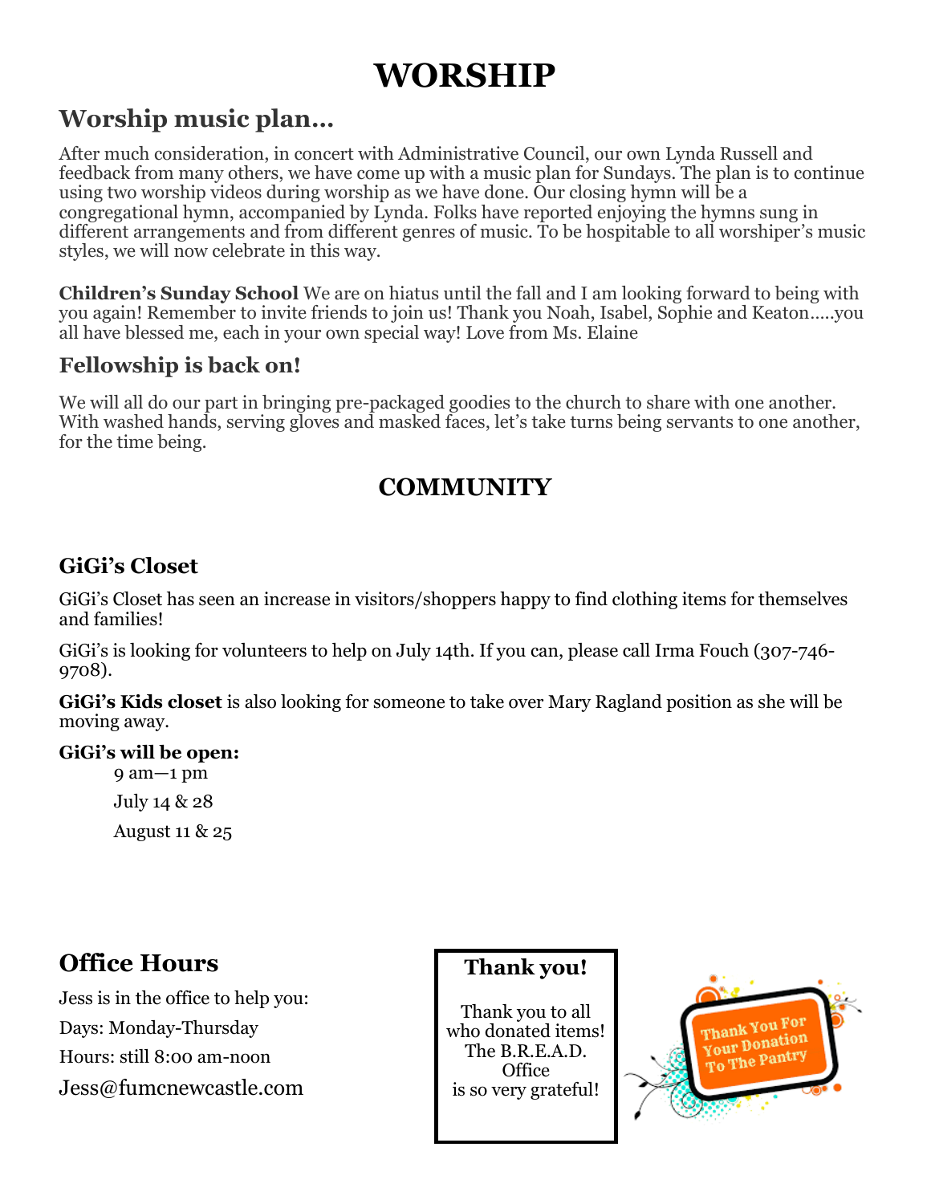# WORSHIP

## Worship music plan…

After much consideration, in concert with Administrative Council, our own Lynda Russell and feedback from many others, we have come up with a music plan for Sundays. The plan is to continue using two worship videos during worship as we have done. Our closing hymn will be a congregational hymn, accompanied by Lynda. Folks have reported enjoying the hymns sung in different arrangements and from different genres of music. To be hospitable to all worshiper's music styles, we will now celebrate in this way.

**Children's Sunday School** We are on hiatus until the fall and I am looking forward to being with you again! Remember to invite friends to join us! Thank you Noah, Isabel, Sophie and Keaton…..you all have blessed me, each in your own special way! Love from Ms. Elaine

## Fellowship is back on!

We will all do our part in bringing pre-packaged goodies to the church to share with one another. With washed hands, serving gloves and masked faces, let's take turns being servants to one another, for the time being.

# COMMUNITY

## GiGi's Closet

GiGi's Closet has seen an increase in visitors/shoppers happy to find clothing items for themselves and families!

GiGi's is looking for volunteers to help on July 14th. If you can, please call Irma Fouch (307-746-9708).

**GiGi's Kids closet** is also looking for someone to take over Mary Ragland position as she will be moving away.

**GiGi's will be open:**

9 am—1 pm

July 14 & 28

August 11 & 25

## Office Hours

Jess is in the office to help you:

Days: Monday-Thursday

Hours: still 8:00 am-noon

Jess@fumcnewcastle.com

**Thank you!**

Thank you to all who donated items! The B.R.E.A.D. Office is so very grateful!

Thank You For Your Donation To The Pantry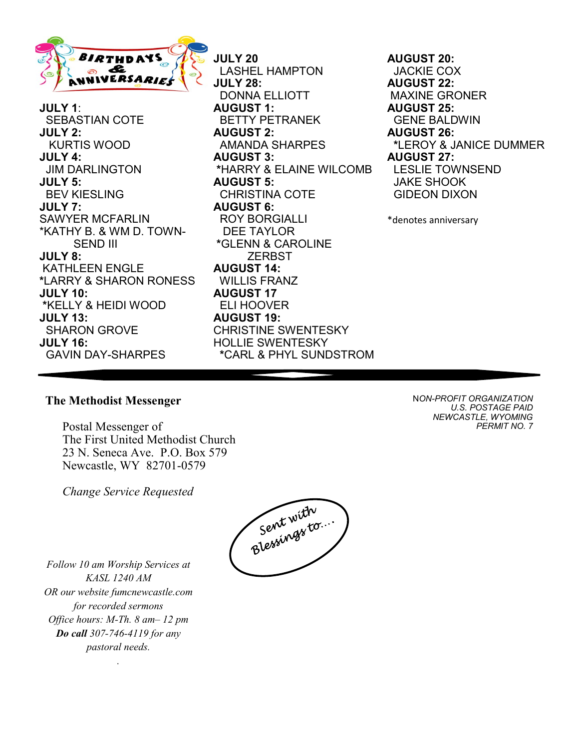## BIRTHDAYS & ANNIVERSARIES

**JULY 1**:
SEBASTIAN COTE

**JULY 2:**
KURTIS WOOD

**JULY 4:**
JIM DARLINGTON

**JULY 5:**
BEV KIESLING

**JULY 7:**
SAWYER MCFARLIN
*KATHY B. & WM D. TOWNSEND III

**JULY 8:**
KATHLEEN ENGLE
*LARRY & SHARON RONESS

**JULY 10:**
*KELLY & HEIDI WOOD

**JULY 13:**
SHARON GROVE

**JULY 16:**
GAVIN DAY-SHARPES

**JULY 20**
LASHEL HAMPTON

**JULY 28:**
DONNA ELLIOTT

**AUGUST 1:**
BETTY PETRANEK

**AUGUST 2:**
AMANDA SHARPES

**AUGUST 3:**
*HARRY & ELAINE WILCOMB

**AUGUST 5:**
CHRISTINA COTE

**AUGUST 6:**
ROY BORGIALLI
DEE TAYLOR
*GLENN & CAROLINE ZERBST

**AUGUST 14:**
WILLIS FRANZ

**AUGUST 17**
ELI HOOVER

**AUGUST 19:**
CHRISTINE SWENTESKY
HOLLIE SWENTESKY
*CARL & PHYL SUNDSTROM

**AUGUST 20:**
JACKIE COX

**AUGUST 22:**
MAXINE GRONER

**AUGUST 25:**
GENE BALDWIN

**AUGUST 26:**
*LEROY & JANICE DUMMER

**AUGUST 27:**
LESLIE TOWNSEND
JAKE SHOOK
GIDEON DIXON

*denotes anniversary

---

**The Methodist Messenger**

Postal Messenger of
The First United Methodist Church
23 N. Seneca Ave. P.O. Box 579
Newcastle, WY 82701-0579

*Change Service Requested*

*NON-PROFIT ORGANIZATION*
*U.S. POSTAGE PAID*
*NEWCASTLE, WYOMING*
*PERMIT NO. 7*

Sent with Blessings to….

*Follow 10 am Worship Services at KASL 1240 AM*
*OR our website fumcnewcastle.com for recorded sermons*
*Office hours: M-Th. 8 am– 12 pm*
***Do call** 307-746-4119 for any pastoral needs.*